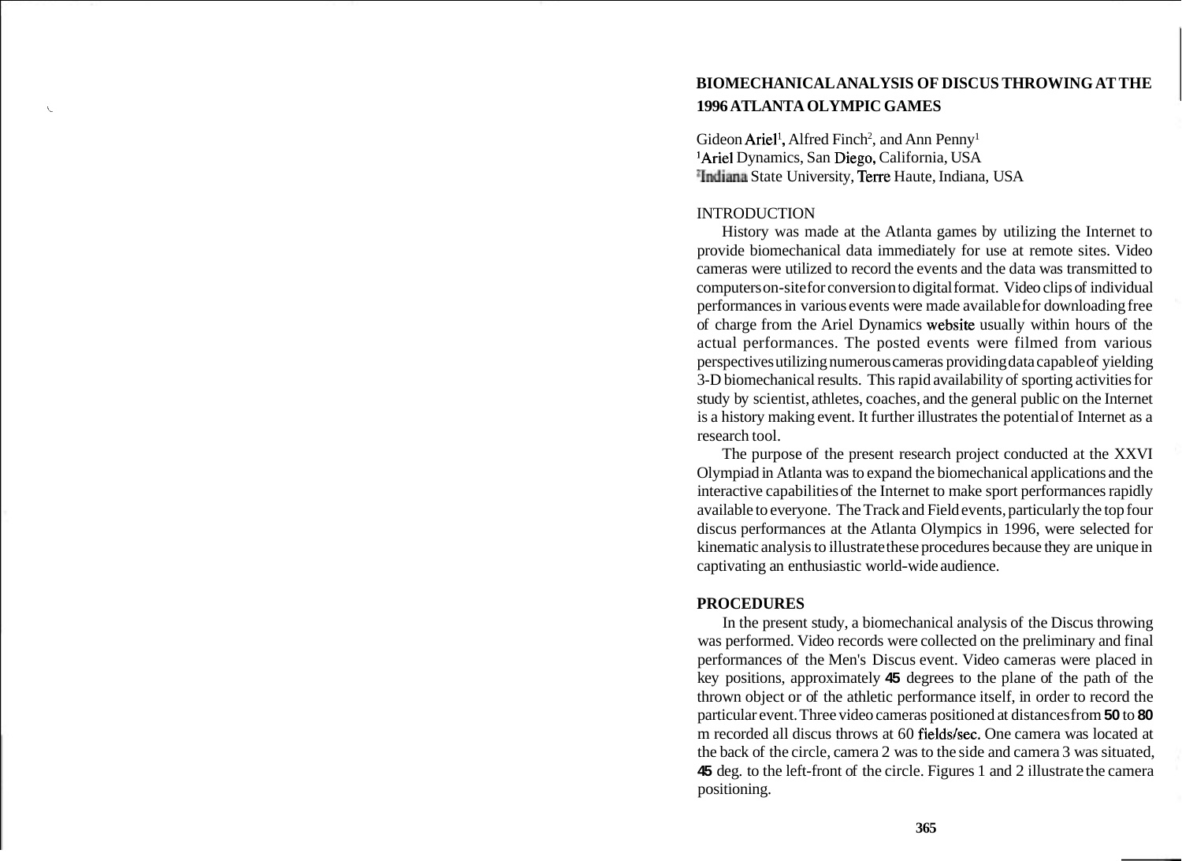# BIOMECHANICAL ANALYSIS OF DISCUS THROWING AT THE 1996 ATLANTA OLYMPIC GAMES

Gideon Ariel[1], Alfred Finch[2], and Ann Penny[1]
[1]Ariel Dynamics, San Diego, California, USA
[2]Indiana State University, Terre Haute, Indiana, USA

## INTRODUCTION

History was made at the Atlanta games by utilizing the Internet to provide biomechanical data immediately for use at remote sites. Video cameras were utilized to record the events and the data was transmitted to computers on-site for conversion to digital format. Video clips of individual performances in various events were made available for downloading free of charge from the Ariel Dynamics website usually within hours of the actual performances. The posted events were filmed from various perspectives utilizing numerous cameras providing data capable of yielding 3-D biomechanical results. This rapid availability of sporting activities for study by scientist, athletes, coaches, and the general public on the Internet is a history making event. It further illustrates the potential of Internet as a research tool.

The purpose of the present research project conducted at the XXVI Olympiad in Atlanta was to expand the biomechanical applications and the interactive capabilities of the Internet to make sport performances rapidly available to everyone. The Track and Field events, particularly the top four discus performances at the Atlanta Olympics in 1996, were selected for kinematic analysis to illustrate these procedures because they are unique in captivating an enthusiastic world-wide audience.

## PROCEDURES

In the present study, a biomechanical analysis of the Discus throwing was performed. Video records were collected on the preliminary and final performances of the Men's Discus event. Video cameras were placed in key positions, approximately **45** degrees to the plane of the path of the thrown object or of the athletic performance itself, in order to record the particular event. Three video cameras positioned at distances from **50** to **80** m recorded all discus throws at 60 fields/sec. One camera was located at the back of the circle, camera 2 was to the side and camera 3 was situated, **45** deg. to the left-front of the circle. Figures 1 and 2 illustrate the camera positioning.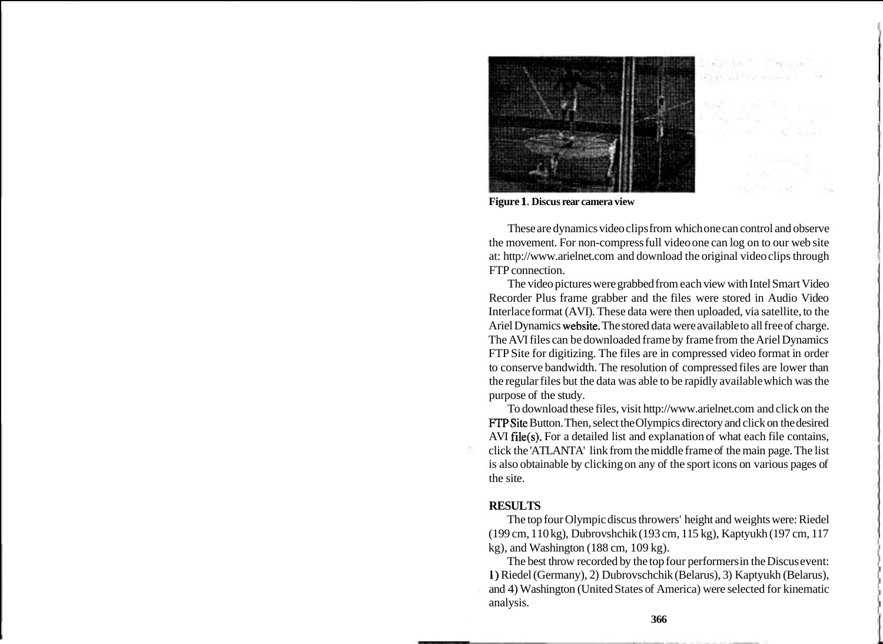**Figure 1. Discus rear camera view**

These are dynamics video clips from which one can control and observe the movement. For non-compress full video one can log on to our web site at: http://www.arielnet.com and download the original video clips through FTP connection.

The video pictures were grabbed from each view with Intel Smart Video Recorder Plus frame grabber and the files were stored in Audio Video Interlace format (AVI). These data were then uploaded, via satellite, to the Ariel Dynamics website. The stored data were available to all free of charge. The AVI files can be downloaded frame by frame from the Ariel Dynamics FTP Site for digitizing. The files are in compressed video format in order to conserve bandwidth. The resolution of compressed files are lower than the regular files but the data was able to be rapidly available which was the purpose of the study.

To download these files, visit http://www.arielnet.com and click on the FTP Site Button. Then, select the Olympics directory and click on the desired AVI file(s). For a detailed list and explanation of what each file contains, click the 'ATLANTA' link from the middle frame of the main page. The list is also obtainable by clicking on any of the sport icons on various pages of the site.

## RESULTS

The top four Olympic discus throwers' height and weights were: Riedel (199 cm, 110 kg), Dubrovshchik (193 cm, 115 kg), Kaptyukh (197 cm, 117 kg), and Washington (188 cm, 109 kg).

The best throw recorded by the top four performers in the Discus event: 1) Riedel (Germany), 2) Dubrovschchik (Belarus), 3) Kaptyukh (Belarus), and 4) Washington (United States of America) were selected for kinematic analysis.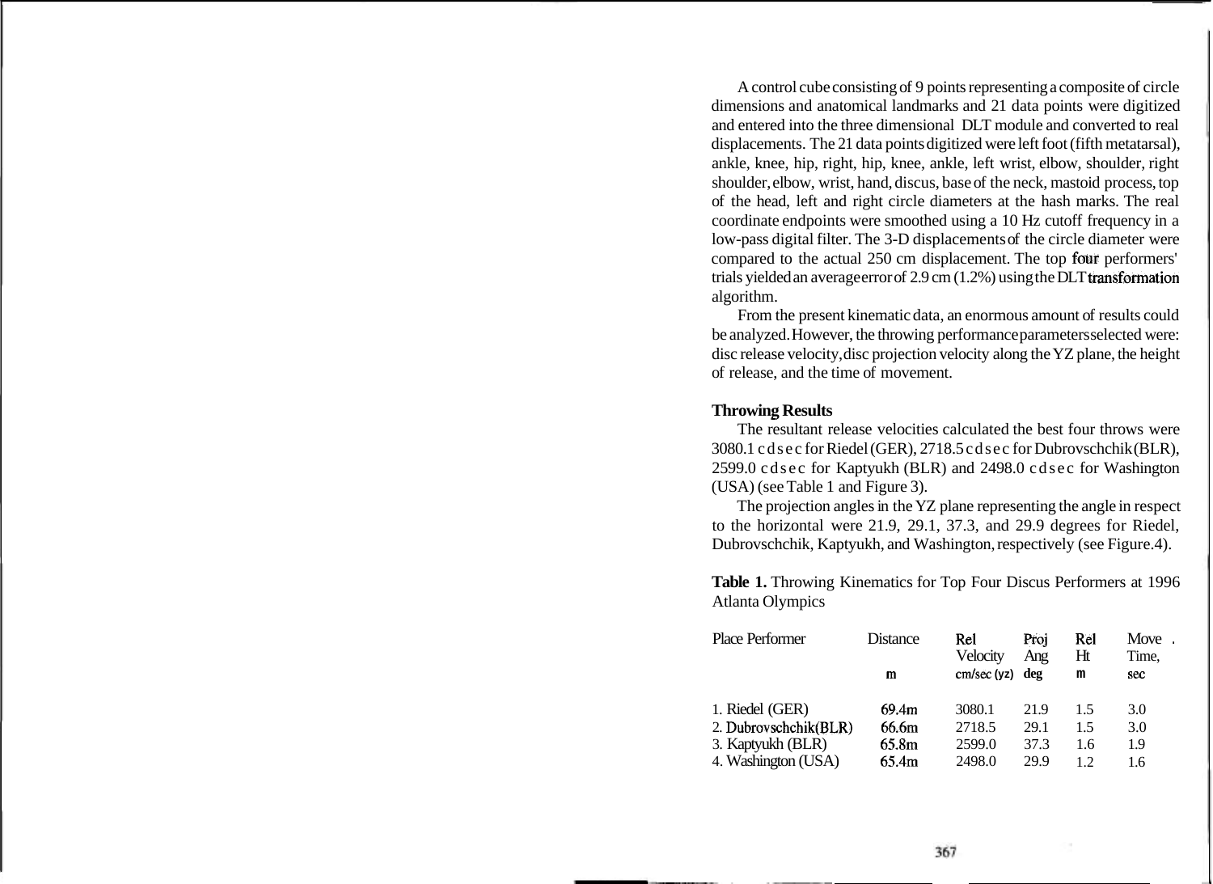A control cube consisting of 9 points representing a composite of circle dimensions and anatomical landmarks and 21 data points were digitized and entered into the three dimensional DLT module and converted to real displacements. The 21 data points digitized were left foot (fifth metatarsal), ankle, knee, hip, right, hip, knee, ankle, left wrist, elbow, shoulder, right shoulder, elbow, wrist, hand, discus, base of the neck, mastoid process, top of the head, left and right circle diameters at the hash marks. The real coordinate endpoints were smoothed using a 10 Hz cutoff frequency in a low-pass digital filter. The 3-D displacements of the circle diameter were compared to the actual 250 cm displacement. The top four performers' trials yielded an average error of 2.9 cm (1.2%) using the DLT transformation algorithm.

From the present kinematic data, an enormous amount of results could be analyzed. However, the throwing performance parameters selected were: disc release velocity, disc projection velocity along the YZ plane, the height of release, and the time of movement.

**Throwing Results**

The resultant release velocities calculated the best four throws were 3080.1 cdsec for Riedel (GER), 2718.5 cdsec for Dubrovschchik (BLR), 2599.0 cdsec for Kaptyukh (BLR) and 2498.0 cdsec for Washington (USA) (see Table 1 and Figure 3).

The projection angles in the YZ plane representing the angle in respect to the horizontal were 21.9, 29.1, 37.3, and 29.9 degrees for Riedel, Dubrovschchik, Kaptyukh, and Washington, respectively (see Figure.4).

**Table 1.** Throwing Kinematics for Top Four Discus Performers at 1996 Atlanta Olympics

| Place Performer | Distance m | Rel Velocity cm/sec (yz) | Proj Ang deg | Rel Ht m | Move Time, sec |
|---|---|---|---|---|---|
| 1. Riedel (GER) | 69.4m | 3080.1 | 21.9 | 1.5 | 3.0 |
| 2. Dubrovschchik (BLR) | 66.6m | 2718.5 | 29.1 | 1.5 | 3.0 |
| 3. Kaptyukh (BLR) | 65.8m | 2599.0 | 37.3 | 1.6 | 1.9 |
| 4. Washington (USA) | 65.4m | 2498.0 | 29.9 | 1.2 | 1.6 |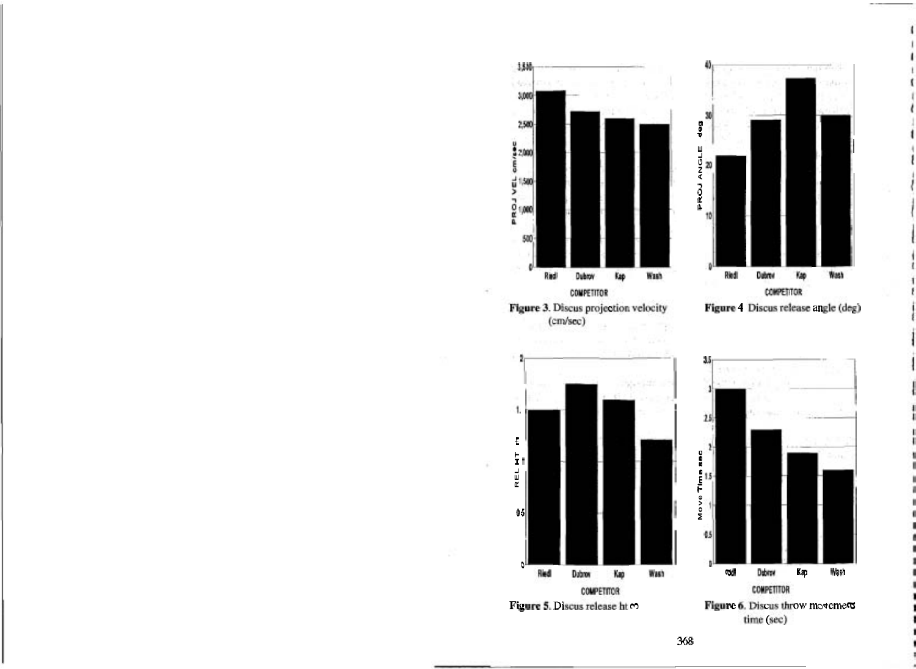Figure 3. Discus projection velocity (cm/sec)

Figure 4 Discus release angle (deg)

Figure 5. Discus release ht m

Figure 6. Discus throw movement time (sec)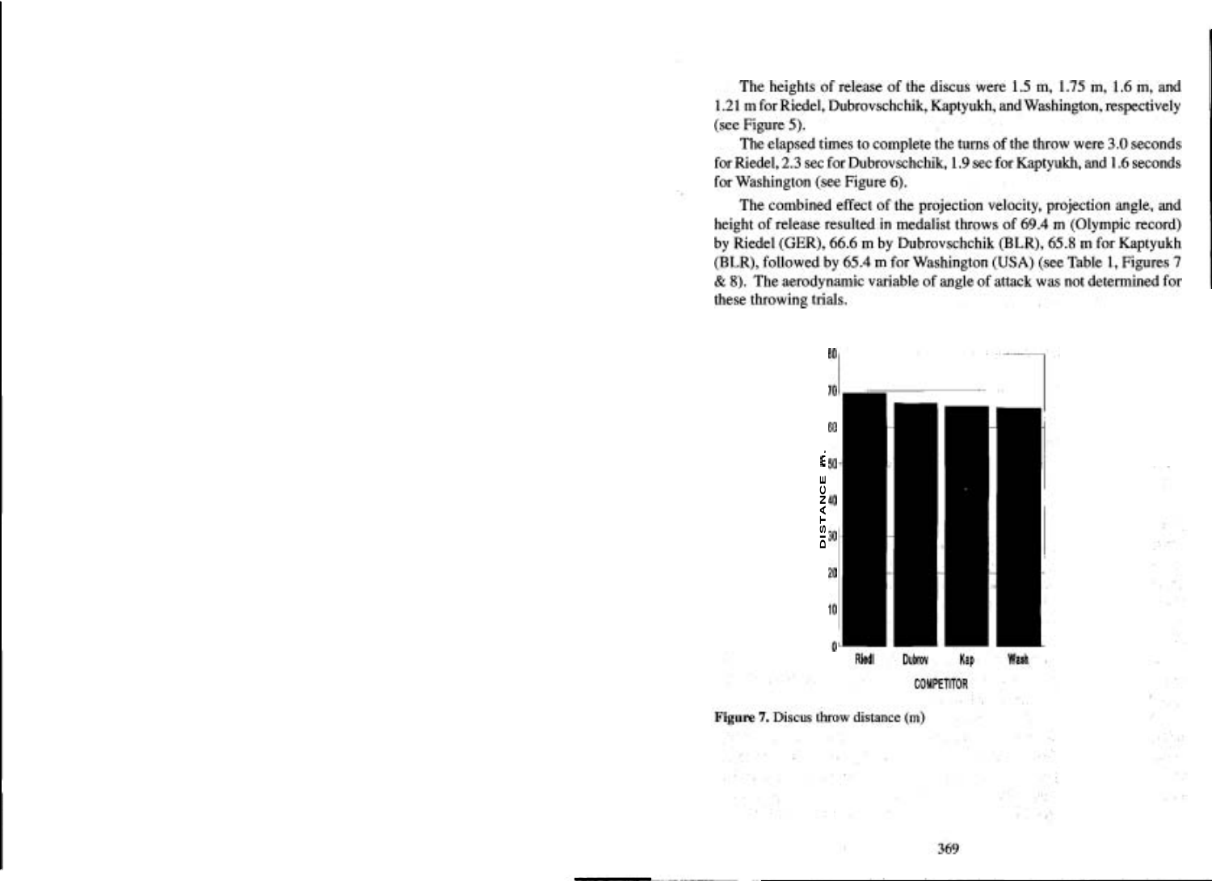The heights of release of the discus were 1.5 m, 1.75 m, 1.6 m, and 1.21 m for Riedel, Dubrovschchik, Kaptyukh, and Washington, respectively (see Figure 5).

The elapsed times to complete the turns of the throw were 3.0 seconds for Riedel, 2.3 sec for Dubrovschchik, 1.9 sec for Kaptyukh, and 1.6 seconds for Washington (see Figure 6).

The combined effect of the projection velocity, projection angle, and height of release resulted in medalist throws of 69.4 m (Olympic record) by Riedel (GER), 66.6 m by Dubrovschchik (BLR), 65.8 m for Kaptyukh (BLR), followed by 65.4 m for Washington (USA) (see Table 1, Figures 7 & 8). The aerodynamic variable of angle of attack was not determined for these throwing trials.

**Figure 7.** Discus throw distance (m)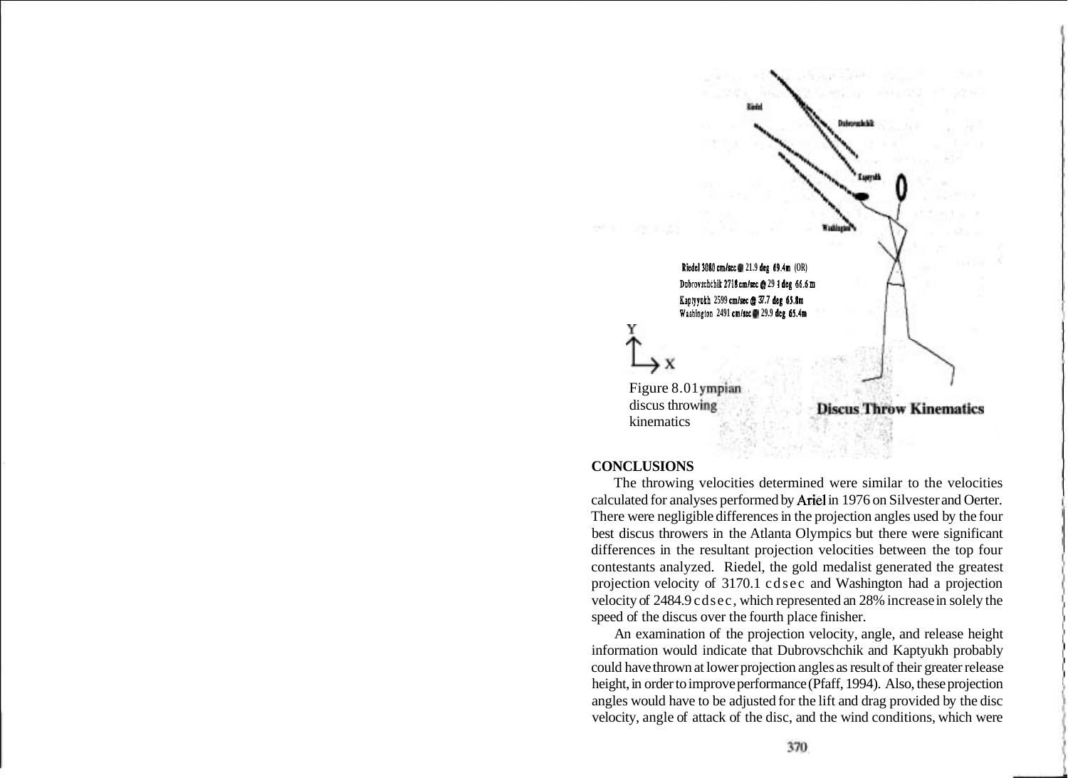Riedel 3080 cm/sec @ 21.9 deg 69.4m (OR)
Dubrovschchik 2718 cm/sec @ 29.1 deg 66.6 m
Kaptyukh 2599 cm/sec @ 37.7 deg 65.8m
Washington 2491 cm/sec @ 29.9 deg 65.4m

Figure 8.01ympian discus throwing kinematics

**Discus Throw Kinematics**

**CONCLUSIONS**

The throwing velocities determined were similar to the velocities calculated for analyses performed by Ariel in 1976 on Silvester and Oerter. There were negligible differences in the projection angles used by the four best discus throwers in the Atlanta Olympics but there were significant differences in the resultant projection velocities between the top four contestants analyzed. Riedel, the gold medalist generated the greatest projection velocity of 3170.1 cdsec and Washington had a projection velocity of 2484.9 cdsec, which represented an 28% increase in solely the speed of the discus over the fourth place finisher.

An examination of the projection velocity, angle, and release height information would indicate that Dubrovschchik and Kaptyukh probably could have thrown at lower projection angles as result of their greater release height, in order to improve performance (Pfaff, 1994). Also, these projection angles would have to be adjusted for the lift and drag provided by the disc velocity, angle of attack of the disc, and the wind conditions, which were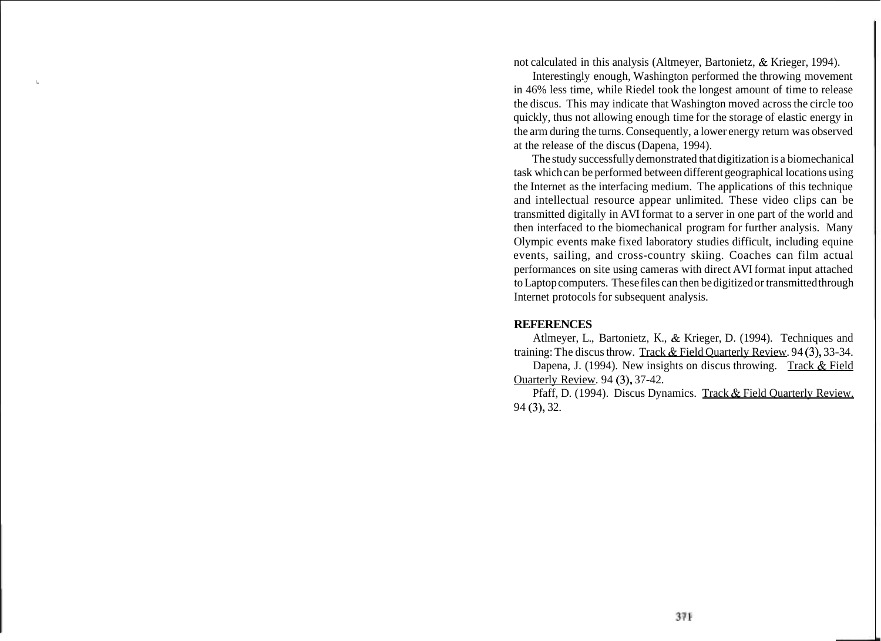not calculated in this analysis (Altmeyer, Bartonietz, & Krieger, 1994).

Interestingly enough, Washington performed the throwing movement in 46% less time, while Riedel took the longest amount of time to release the discus. This may indicate that Washington moved across the circle too quickly, thus not allowing enough time for the storage of elastic energy in the arm during the turns. Consequently, a lower energy return was observed at the release of the discus (Dapena, 1994).

The study successfully demonstrated that digitization is a biomechanical task which can be performed between different geographical locations using the Internet as the interfacing medium. The applications of this technique and intellectual resource appear unlimited. These video clips can be transmitted digitally in AVI format to a server in one part of the world and then interfaced to the biomechanical program for further analysis. Many Olympic events make fixed laboratory studies difficult, including equine events, sailing, and cross-country skiing. Coaches can film actual performances on site using cameras with direct AVI format input attached to Laptop computers. These files can then be digitized or transmitted through Internet protocols for subsequent analysis.

## REFERENCES

Atlmeyer, L., Bartonietz, K., & Krieger, D. (1994). Techniques and training: The discus throw. Track & Field Quarterly Review. 94 (3), 33-34.

Dapena, J. (1994). New insights on discus throwing. Track & Field Quarterly Review. 94 (3), 37-42.

Pfaff, D. (1994). Discus Dynamics. Track & Field Quarterly Review. 94 (3), 32.